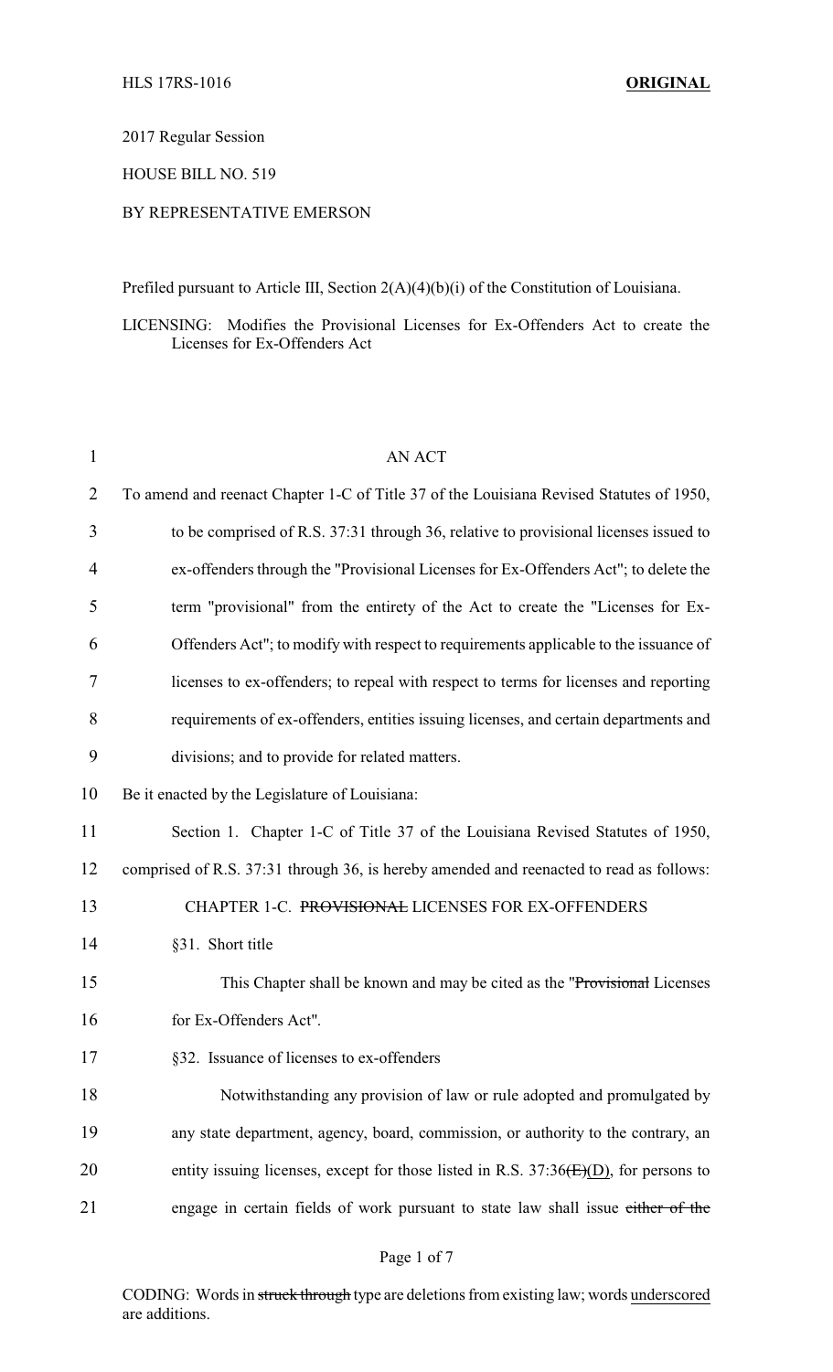2017 Regular Session

HOUSE BILL NO. 519

BY REPRESENTATIVE EMERSON

Prefiled pursuant to Article III, Section 2(A)(4)(b)(i) of the Constitution of Louisiana.

LICENSING: Modifies the Provisional Licenses for Ex-Offenders Act to create the Licenses for Ex-Offenders Act

AN ACT

To amend and reenact Chapter 1-C of Title 37 of the Louisiana Revised Statutes of 1950, to be comprised of R.S. 37:31 through 36, relative to provisional licenses issued to ex-offenders through the "Provisional Licenses for Ex-Offenders Act"; to delete the term "provisional" from the entirety of the Act to create the "Licenses for Ex-Offenders Act"; to modify with respect to requirements applicable to the issuance of licenses to ex-offenders; to repeal with respect to terms for licenses and reporting requirements of ex-offenders, entities issuing licenses, and certain departments and divisions; and to provide for related matters.

Be it enacted by the Legislature of Louisiana:

Section 1. Chapter 1-C of Title 37 of the Louisiana Revised Statutes of 1950, comprised of R.S. 37:31 through 36, is hereby amended and reenacted to read as follows:

CHAPTER 1-C. ~~PROVISIONAL~~ LICENSES FOR EX-OFFENDERS

§31. Short title

This Chapter shall be known and may be cited as the "~~Provisional~~ Licenses for Ex-Offenders Act".

§32. Issuance of licenses to ex-offenders

Notwithstanding any provision of law or rule adopted and promulgated by any state department, agency, board, commission, or authority to the contrary, an entity issuing licenses, except for those listed in R.S. 37:36~~(E)~~(D), for persons to engage in certain fields of work pursuant to state law shall issue ~~either of the~~

CODING: Words in ~~struck through~~ type are deletions from existing law; words <u>underscored</u> are additions.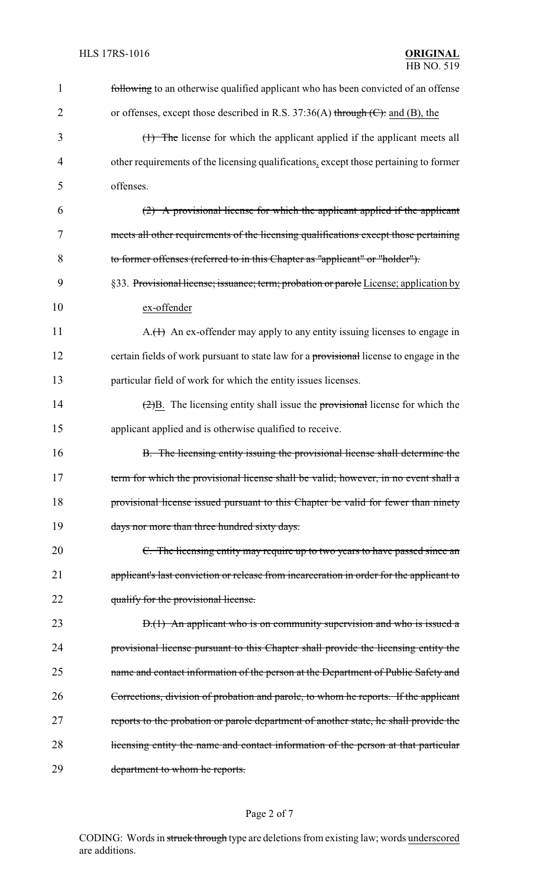~~following~~ to an otherwise qualified applicant who has been convicted of an offense or offenses, except those described in R.S. 37:36(A) ~~through (C):~~ and (B), the

~~(1) The~~ license for which the applicant applied if the applicant meets all other requirements of the licensing qualifications, except those pertaining to former offenses.

~~(2) A provisional license for which the applicant applied if the applicant meets all other requirements of the licensing qualifications except those pertaining to former offenses (referred to in this Chapter as "applicant" or "holder").~~

§33. ~~Provisional license; issuance; term; probation or parole~~ License; application by ex-offender

A.~~(1)~~ An ex-offender may apply to any entity issuing licenses to engage in certain fields of work pursuant to state law for a ~~provisional~~ license to engage in the particular field of work for which the entity issues licenses.

~~(2)~~B. The licensing entity shall issue the ~~provisional~~ license for which the applicant applied and is otherwise qualified to receive.

~~B. The licensing entity issuing the provisional license shall determine the term for which the provisional license shall be valid; however, in no event shall a provisional license issued pursuant to this Chapter be valid for fewer than ninety days nor more than three hundred sixty days.~~

~~C. The licensing entity may require up to two years to have passed since an applicant's last conviction or release from incarceration in order for the applicant to qualify for the provisional license.~~

~~D.(1) An applicant who is on community supervision and who is issued a provisional license pursuant to this Chapter shall provide the licensing entity the name and contact information of the person at the Department of Public Safety and Corrections, division of probation and parole, to whom he reports. If the applicant reports to the probation or parole department of another state, he shall provide the licensing entity the name and contact information of the person at that particular department to whom he reports.~~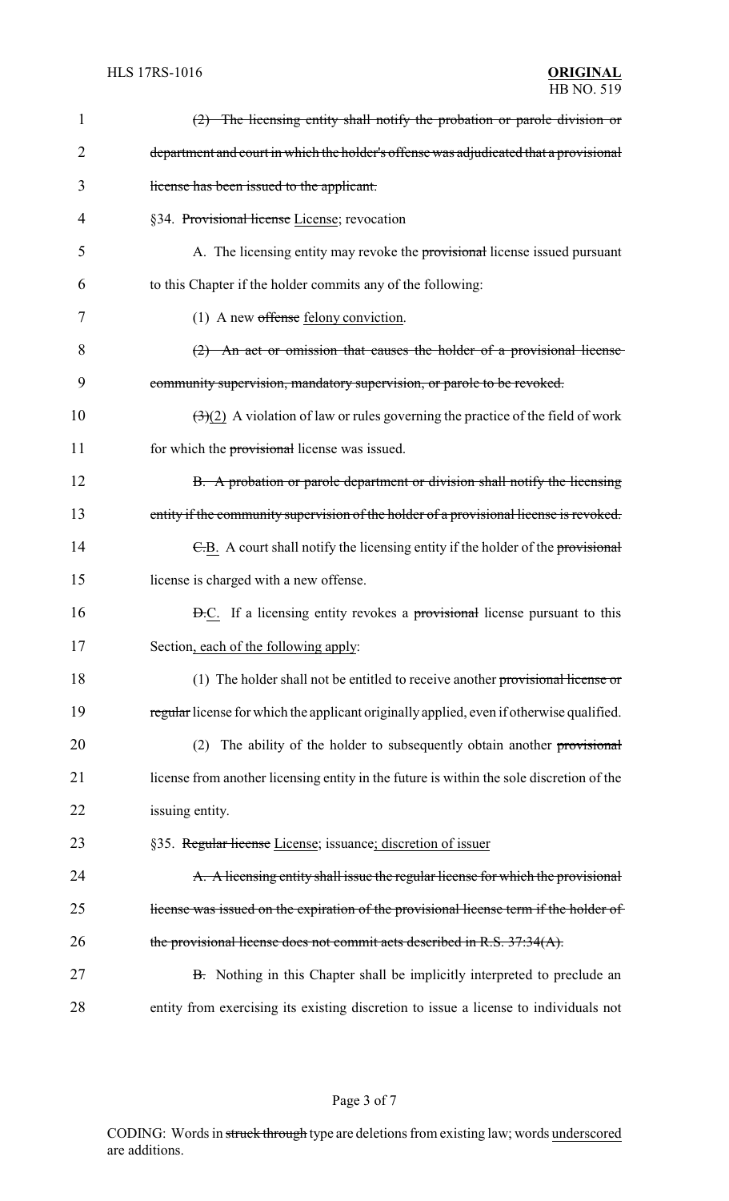~~(2) The licensing entity shall notify the probation or parole division or department and court in which the holder's offense was adjudicated that a provisional license has been issued to the applicant.~~

§34. ~~Provisional license~~ <u>License</u>; revocation

A. The licensing entity may revoke the ~~provisional~~ license issued pursuant to this Chapter if the holder commits any of the following:

(1) A new ~~offense~~ <u>felony conviction</u>.

~~(2) An act or omission that causes the holder of a provisional license community supervision, mandatory supervision, or parole to be revoked.~~

~~(3)~~<u>(2)</u> A violation of law or rules governing the practice of the field of work for which the ~~provisional~~ license was issued.

~~B. A probation or parole department or division shall notify the licensing entity if the community supervision of the holder of a provisional license is revoked.~~

~~C.~~<u>B.</u> A court shall notify the licensing entity if the holder of the ~~provisional~~ license is charged with a new offense.

~~D.~~<u>C.</u> If a licensing entity revokes a ~~provisional~~ license pursuant to this Section<u>, each of the following apply</u>:

(1) The holder shall not be entitled to receive another ~~provisional license or regular~~ license for which the applicant originally applied, even if otherwise qualified.

(2) The ability of the holder to subsequently obtain another ~~provisional~~ license from another licensing entity in the future is within the sole discretion of the issuing entity.

§35. ~~Regular license~~ <u>License</u>; issuance<u>; discretion of issuer</u>

~~A. A licensing entity shall issue the regular license for which the provisional license was issued on the expiration of the provisional license term if the holder of the provisional license does not commit acts described in R.S. 37:34(A).~~

~~B.~~ Nothing in this Chapter shall be implicitly interpreted to preclude an entity from exercising its existing discretion to issue a license to individuals not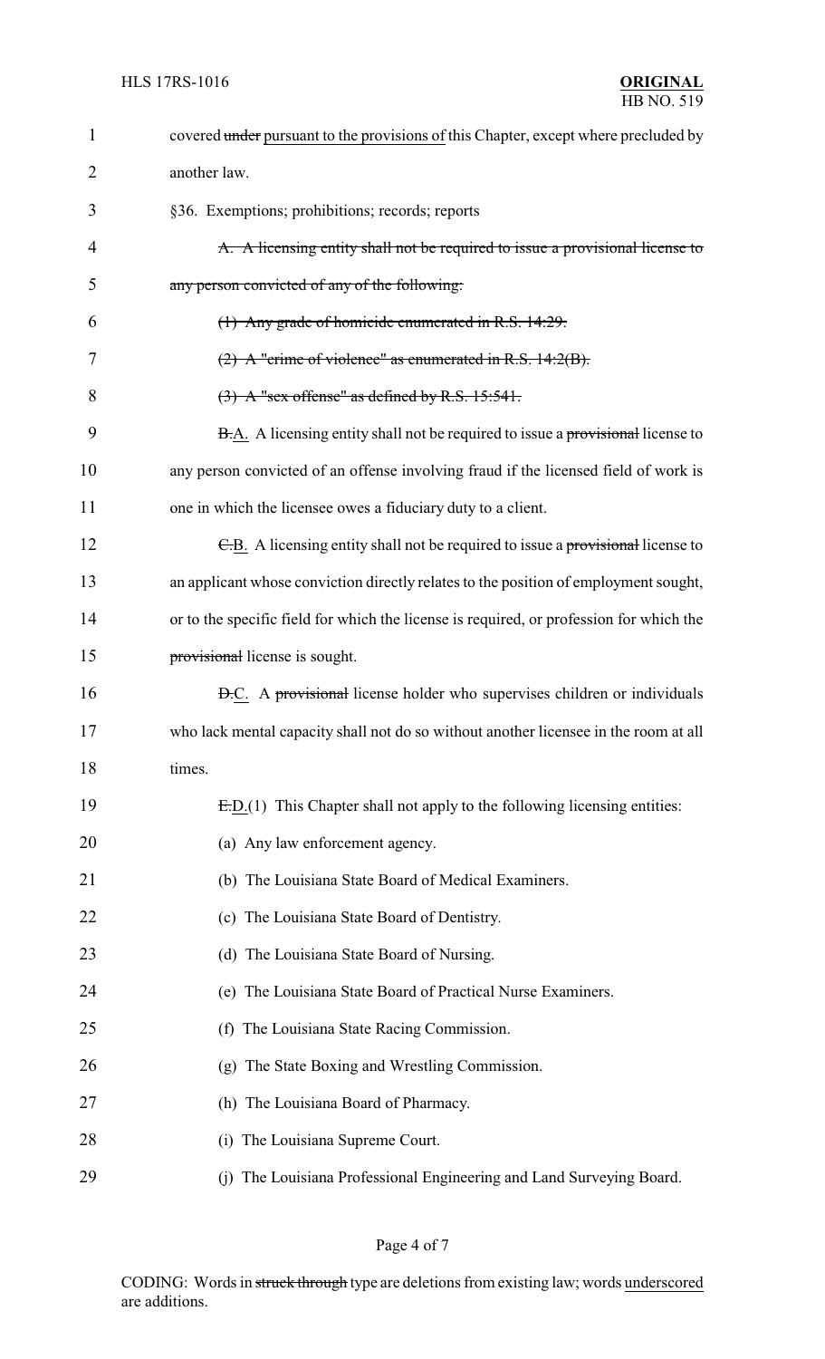covered ~~under~~ pursuant to the provisions of this Chapter, except where precluded by another law.

§36. Exemptions; prohibitions; records; reports

~~A. A licensing entity shall not be required to issue a provisional license to any person convicted of any of the following:~~

~~(1) Any grade of homicide enumerated in R.S. 14:29.~~

~~(2) A "crime of violence" as enumerated in R.S. 14:2(B).~~

~~(3) A "sex offense" as defined by R.S. 15:541.~~

~~B.~~A. A licensing entity shall not be required to issue a ~~provisional~~ license to any person convicted of an offense involving fraud if the licensed field of work is one in which the licensee owes a fiduciary duty to a client.

~~C.~~B. A licensing entity shall not be required to issue a ~~provisional~~ license to an applicant whose conviction directly relates to the position of employment sought, or to the specific field for which the license is required, or profession for which the ~~provisional~~ license is sought.

~~D.~~C. A ~~provisional~~ license holder who supervises children or individuals who lack mental capacity shall not do so without another licensee in the room at all times.

~~E.~~D.(1) This Chapter shall not apply to the following licensing entities:

(a) Any law enforcement agency.

(b) The Louisiana State Board of Medical Examiners.

(c) The Louisiana State Board of Dentistry.

(d) The Louisiana State Board of Nursing.

(e) The Louisiana State Board of Practical Nurse Examiners.

(f) The Louisiana State Racing Commission.

(g) The State Boxing and Wrestling Commission.

(h) The Louisiana Board of Pharmacy.

(i) The Louisiana Supreme Court.

(j) The Louisiana Professional Engineering and Land Surveying Board.

CODING: Words in ~~struck through~~ type are deletions from existing law; words underscored are additions.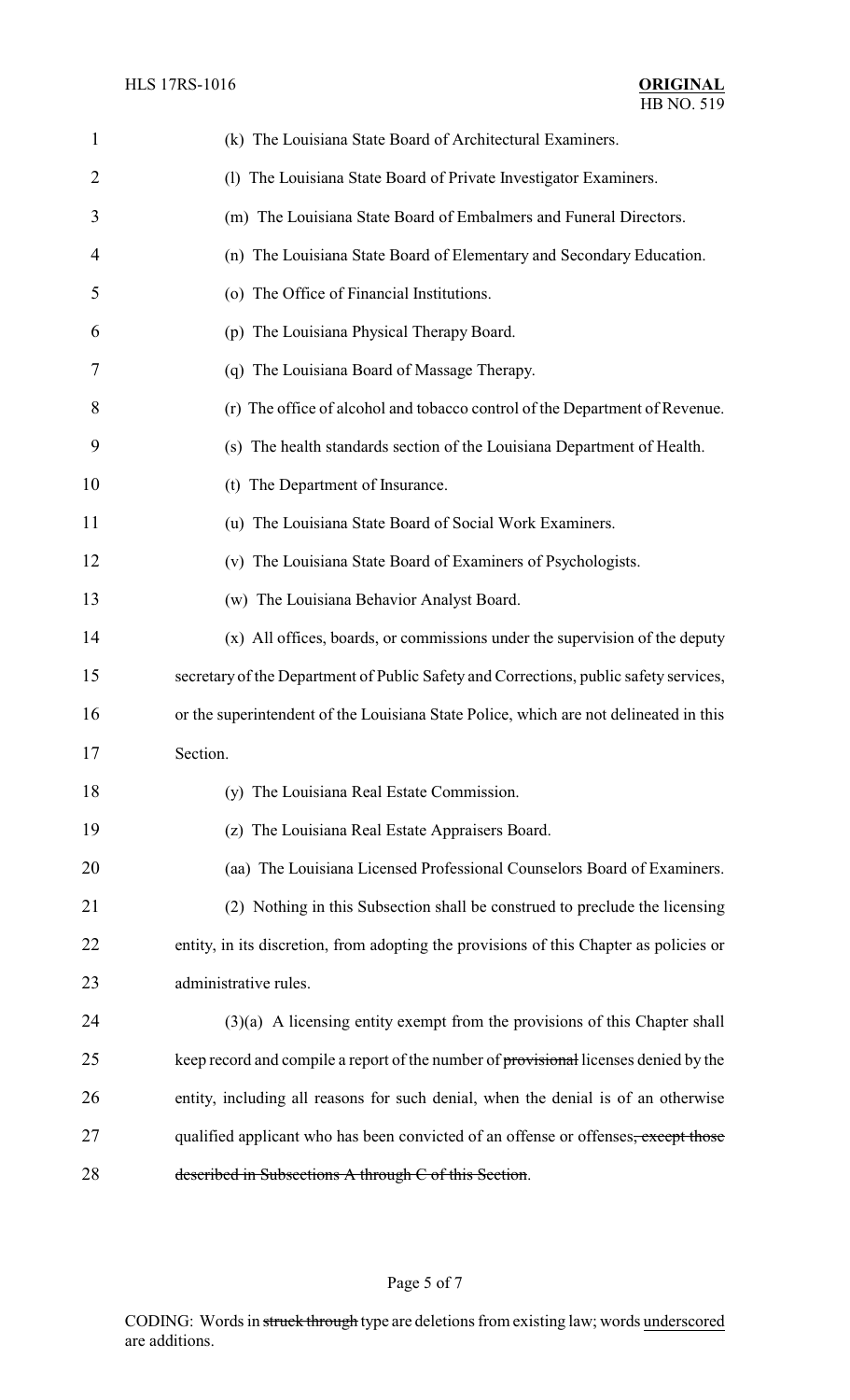(k) The Louisiana State Board of Architectural Examiners.

(l) The Louisiana State Board of Private Investigator Examiners.

(m) The Louisiana State Board of Embalmers and Funeral Directors.

(n) The Louisiana State Board of Elementary and Secondary Education.

(o) The Office of Financial Institutions.

(p) The Louisiana Physical Therapy Board.

(q) The Louisiana Board of Massage Therapy.

(r) The office of alcohol and tobacco control of the Department of Revenue.

(s) The health standards section of the Louisiana Department of Health.

(t) The Department of Insurance.

(u) The Louisiana State Board of Social Work Examiners.

(v) The Louisiana State Board of Examiners of Psychologists.

(w) The Louisiana Behavior Analyst Board.

(x) All offices, boards, or commissions under the supervision of the deputy secretary of the Department of Public Safety and Corrections, public safety services, or the superintendent of the Louisiana State Police, which are not delineated in this Section.

(y) The Louisiana Real Estate Commission.

(z) The Louisiana Real Estate Appraisers Board.

(aa) The Louisiana Licensed Professional Counselors Board of Examiners.

(2) Nothing in this Subsection shall be construed to preclude the licensing entity, in its discretion, from adopting the provisions of this Chapter as policies or administrative rules.

(3)(a) A licensing entity exempt from the provisions of this Chapter shall keep record and compile a report of the number of ~~provisional~~ licenses denied by the entity, including all reasons for such denial, when the denial is of an otherwise qualified applicant who has been convicted of an offense or offenses~~, except those described in Subsections A through C of this Section~~.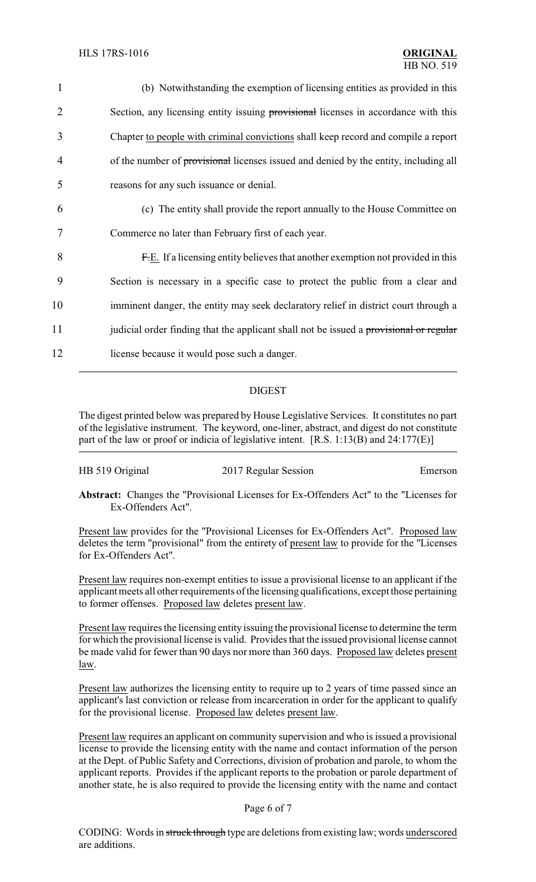(b) Notwithstanding the exemption of licensing entities as provided in this Section, any licensing entity issuing ~~provisional~~ licenses in accordance with this Chapter <u>to people with criminal convictions</u> shall keep record and compile a report of the number of ~~provisional~~ licenses issued and denied by the entity, including all reasons for any such issuance or denial.

(c) The entity shall provide the report annually to the House Committee on Commerce no later than February first of each year.

~~F.~~<u>E.</u> If a licensing entity believes that another exemption not provided in this Section is necessary in a specific case to protect the public from a clear and imminent danger, the entity may seek declaratory relief in district court through a judicial order finding that the applicant shall not be issued a ~~provisional or regular~~ license because it would pose such a danger.

## DIGEST

The digest printed below was prepared by House Legislative Services. It constitutes no part of the legislative instrument. The keyword, one-liner, abstract, and digest do not constitute part of the law or proof or indicia of legislative intent. [R.S. 1:13(B) and 24:177(E)]

HB 519 Original | 2017 Regular Session | Emerson

**Abstract:** Changes the "Provisional Licenses for Ex-Offenders Act" to the "Licenses for Ex-Offenders Act".

<u>Present law</u> provides for the "Provisional Licenses for Ex-Offenders Act". <u>Proposed law</u> deletes the term "provisional" from the entirety of <u>present law</u> to provide for the "Licenses for Ex-Offenders Act".

<u>Present law</u> requires non-exempt entities to issue a provisional license to an applicant if the applicant meets all other requirements of the licensing qualifications, except those pertaining to former offenses. <u>Proposed law</u> deletes <u>present law</u>.

<u>Present law</u> requires the licensing entity issuing the provisional license to determine the term for which the provisional license is valid. Provides that the issued provisional license cannot be made valid for fewer than 90 days nor more than 360 days. <u>Proposed law</u> deletes <u>present law</u>.

<u>Present law</u> authorizes the licensing entity to require up to 2 years of time passed since an applicant's last conviction or release from incarceration in order for the applicant to qualify for the provisional license. <u>Proposed law</u> deletes <u>present law</u>.

<u>Present law</u> requires an applicant on community supervision and who is issued a provisional license to provide the licensing entity with the name and contact information of the person at the Dept. of Public Safety and Corrections, division of probation and parole, to whom the applicant reports. Provides if the applicant reports to the probation or parole department of another state, he is also required to provide the licensing entity with the name and contact

CODING: Words in ~~struck through~~ type are deletions from existing law; words <u>underscored</u> are additions.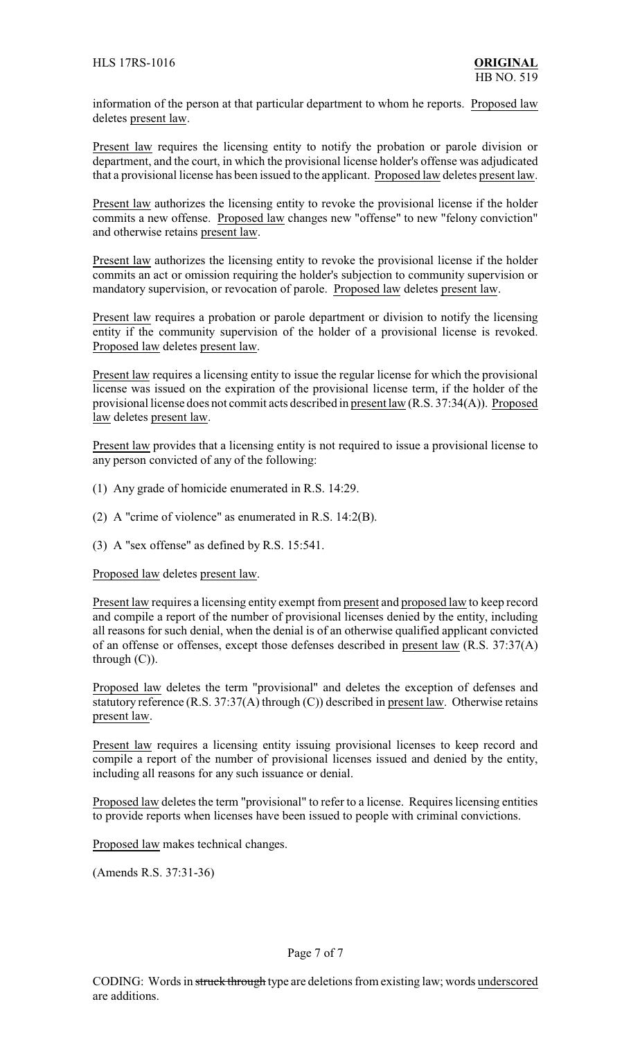information of the person at that particular department to whom he reports. Proposed law deletes present law.

Present law requires the licensing entity to notify the probation or parole division or department, and the court, in which the provisional license holder's offense was adjudicated that a provisional license has been issued to the applicant. Proposed law deletes present law.

Present law authorizes the licensing entity to revoke the provisional license if the holder commits a new offense. Proposed law changes new "offense" to new "felony conviction" and otherwise retains present law.

Present law authorizes the licensing entity to revoke the provisional license if the holder commits an act or omission requiring the holder's subjection to community supervision or mandatory supervision, or revocation of parole. Proposed law deletes present law.

Present law requires a probation or parole department or division to notify the licensing entity if the community supervision of the holder of a provisional license is revoked. Proposed law deletes present law.

Present law requires a licensing entity to issue the regular license for which the provisional license was issued on the expiration of the provisional license term, if the holder of the provisional license does not commit acts described in present law (R.S. 37:34(A)). Proposed law deletes present law.

Present law provides that a licensing entity is not required to issue a provisional license to any person convicted of any of the following:

(1) Any grade of homicide enumerated in R.S. 14:29.

(2) A "crime of violence" as enumerated in R.S. 14:2(B).

(3) A "sex offense" as defined by R.S. 15:541.

Proposed law deletes present law.

Present law requires a licensing entity exempt from present and proposed law to keep record and compile a report of the number of provisional licenses denied by the entity, including all reasons for such denial, when the denial is of an otherwise qualified applicant convicted of an offense or offenses, except those defenses described in present law (R.S. 37:37(A) through (C)).

Proposed law deletes the term "provisional" and deletes the exception of defenses and statutory reference (R.S. 37:37(A) through (C)) described in present law. Otherwise retains present law.

Present law requires a licensing entity issuing provisional licenses to keep record and compile a report of the number of provisional licenses issued and denied by the entity, including all reasons for any such issuance or denial.

Proposed law deletes the term "provisional" to refer to a license. Requires licensing entities to provide reports when licenses have been issued to people with criminal convictions.

Proposed law makes technical changes.

(Amends R.S. 37:31-36)

CODING: Words in ~~struck through~~ type are deletions from existing law; words underscored are additions.